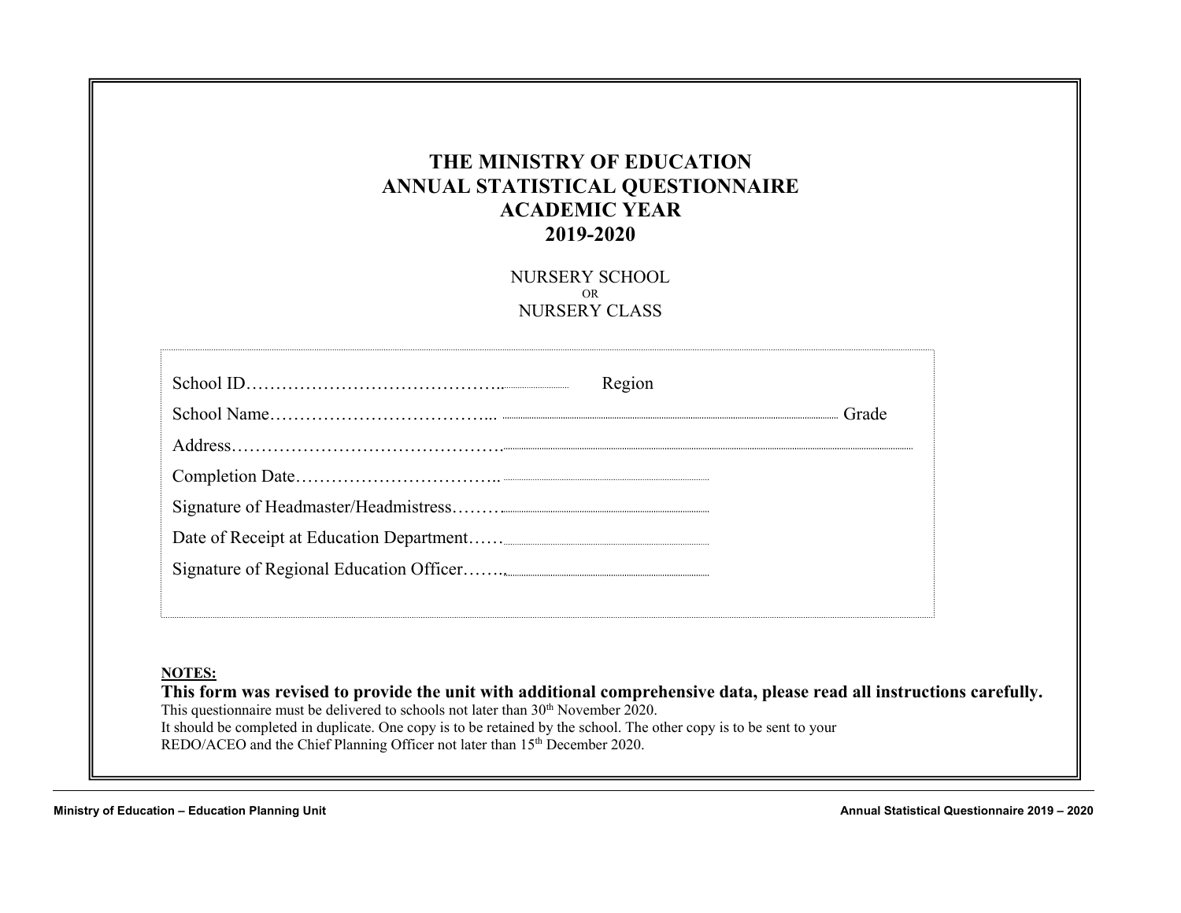# THE MINISTRY OF EDUCATION
# ANNUAL STATISTICAL QUESTIONNAIRE
# ACADEMIC YEAR
# 2019-2020

NURSERY SCHOOL
OR
NURSERY CLASS

School ID…………………………………….. Region

School Name……………………………….. Grade

Address……………………………………….

Completion Date……………………………..

Signature of Headmaster/Headmistress……….

Date of Receipt at Education Department……

Signature of Regional Education Officer…….

**NOTES:**

**This form was revised to provide the unit with additional comprehensive data, please read all instructions carefully.**

This questionnaire must be delivered to schools not later than 30th November 2020.

It should be completed in duplicate. One copy is to be retained by the school. The other copy is to be sent to your REDO/ACEO and the Chief Planning Officer not later than 15th December 2020.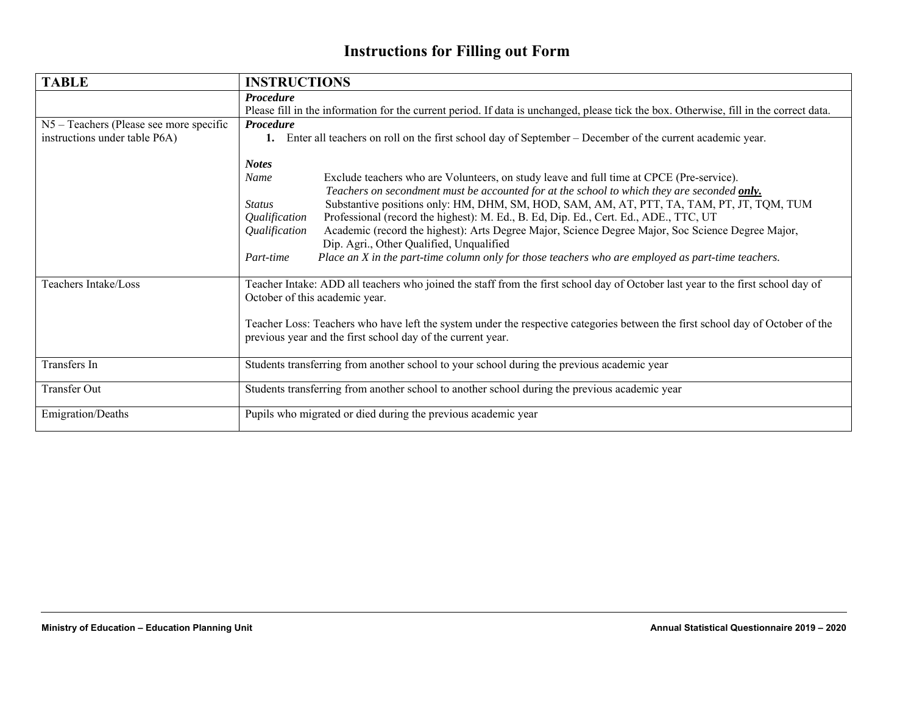# Instructions for Filling out Form

| TABLE | INSTRUCTIONS |
|---|---|
| | ***Procedure*** <br> Please fill in the information for the current period. If data is unchanged, please tick the box. Otherwise, fill in the correct data. |
| N5 – Teachers (Please see more specific instructions under table P6A) | ***Procedure*** <br> **1.** Enter all teachers on roll on the first school day of September – December of the current academic year. <br><br> ***Notes*** <br> *Name* Exclude teachers who are Volunteers, on study leave and full time at CPCE (Pre-service). <br> *Teachers on secondment must be accounted for at the school to which they are seconded **only.*** <br> *Status* Substantive positions only: HM, DHM, SM, HOD, SAM, AM, AT, PTT, TA, TAM, PT, JT, TQM, TUM <br> *Qualification* Professional (record the highest): M. Ed., B. Ed, Dip. Ed., Cert. Ed., ADE., TTC, UT <br> *Qualification* Academic (record the highest): Arts Degree Major, Science Degree Major, Soc Science Degree Major, Dip. Agri., Other Qualified, Unqualified <br> *Part-time* *Place an X in the part-time column only for those teachers who are employed as part-time teachers.* |
| Teachers Intake/Loss | Teacher Intake: ADD all teachers who joined the staff from the first school day of October last year to the first school day of October of this academic year. <br><br> Teacher Loss: Teachers who have left the system under the respective categories between the first school day of October of the previous year and the first school day of the current year. |
| Transfers In | Students transferring from another school to your school during the previous academic year |
| Transfer Out | Students transferring from another school to another school during the previous academic year |
| Emigration/Deaths | Pupils who migrated or died during the previous academic year |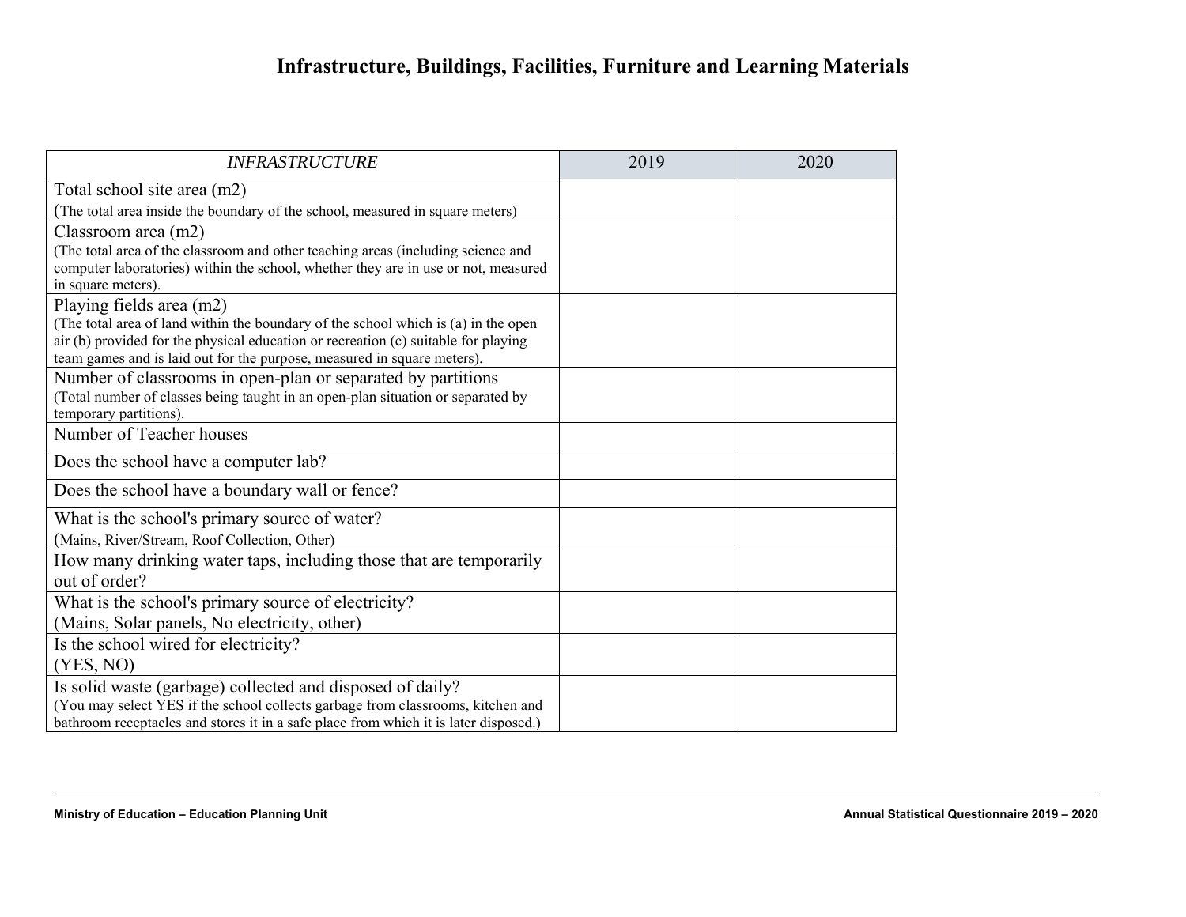# Infrastructure, Buildings, Facilities, Furniture and Learning Materials

| *INFRASTRUCTURE* | 2019 | 2020 |
|---|---|---|
| Total school site area (m2)<br>(The total area inside the boundary of the school, measured in square meters) | | |
| Classroom area (m2)<br>(The total area of the classroom and other teaching areas (including science and computer laboratories) within the school, whether they are in use or not, measured in square meters). | | |
| Playing fields area (m2)<br>(The total area of land within the boundary of the school which is (a) in the open air (b) provided for the physical education or recreation (c) suitable for playing team games and is laid out for the purpose, measured in square meters). | | |
| Number of classrooms in open-plan or separated by partitions<br>(Total number of classes being taught in an open-plan situation or separated by temporary partitions). | | |
| Number of Teacher houses | | |
| Does the school have a computer lab? | | |
| Does the school have a boundary wall or fence? | | |
| What is the school's primary source of water?<br>(Mains, River/Stream, Roof Collection, Other) | | |
| How many drinking water taps, including those that are temporarily out of order? | | |
| What is the school's primary source of electricity?<br>(Mains, Solar panels, No electricity, other) | | |
| Is the school wired for electricity?<br>(YES, NO) | | |
| Is solid waste (garbage) collected and disposed of daily?<br>(You may select YES if the school collects garbage from classrooms, kitchen and bathroom receptacles and stores it in a safe place from which it is later disposed.) | | |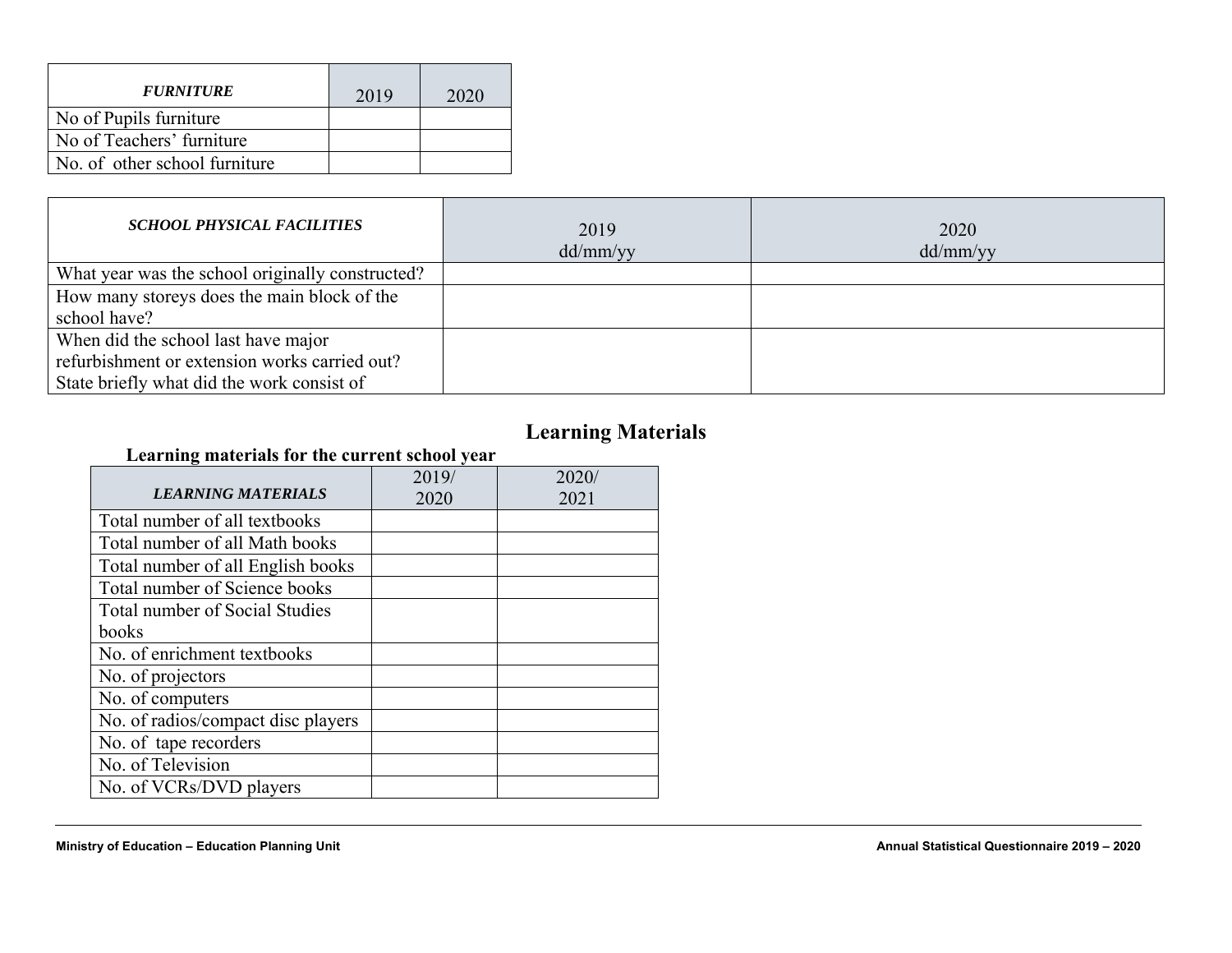| *FURNITURE* | 2019 | 2020 |
|---|---|---|
| No of Pupils furniture | | |
| No of Teachers' furniture | | |
| No. of other school furniture | | |

| *SCHOOL PHYSICAL FACILITIES* | 2019 dd/mm/yy | 2020 dd/mm/yy |
|---|---|---|
| What year was the school originally constructed? | | |
| How many storeys does the main block of the school have? | | |
| When did the school last have major refurbishment or extension works carried out? State briefly what did the work consist of | | |

## Learning Materials

**Learning materials for the current school year**

| *LEARNING MATERIALS* | 2019/ 2020 | 2020/ 2021 |
|---|---|---|
| Total number of all textbooks | | |
| Total number of all Math books | | |
| Total number of all English books | | |
| Total number of Science books | | |
| Total number of Social Studies books | | |
| No. of enrichment textbooks | | |
| No. of projectors | | |
| No. of computers | | |
| No. of radios/compact disc players | | |
| No. of tape recorders | | |
| No. of Television | | |
| No. of VCRs/DVD players | | |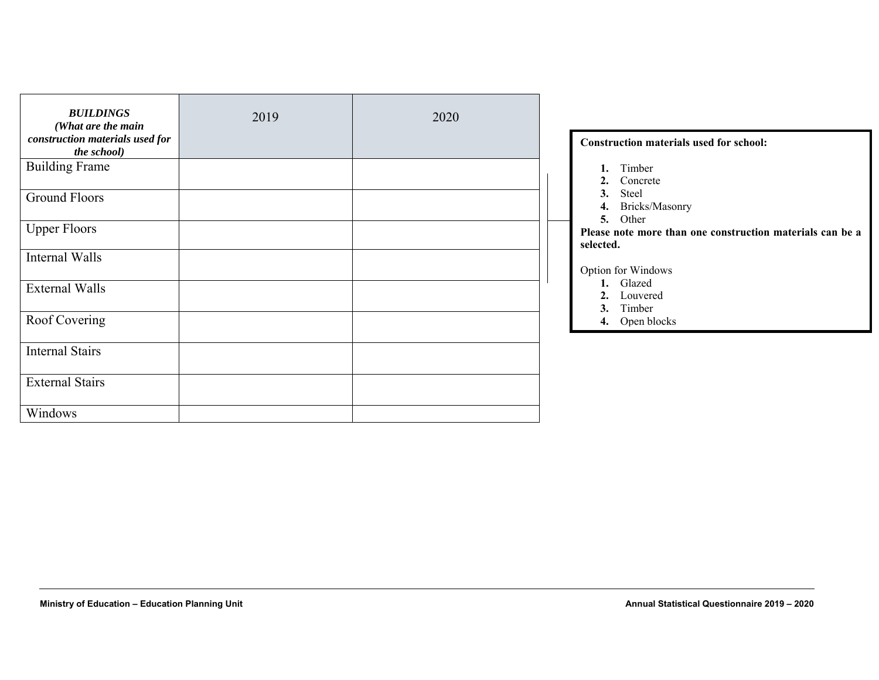| ***BUILDINGS (What are the main construction materials used for the school)*** | 2019 | 2020 |
|---|---|---|
| Building Frame | | |
| Ground Floors | | |
| Upper Floors | | |
| Internal Walls | | |
| External Walls | | |
| Roof Covering | | |
| Internal Stairs | | |
| External Stairs | | |
| Windows | | |

**Construction materials used for school:**

1. Timber
2. Concrete
3. Steel
4. Bricks/Masonry
5. Other

**Please note more than one construction materials can be a selected.**

Option for Windows

1. Glazed
2. Louvered
3. Timber
4. Open blocks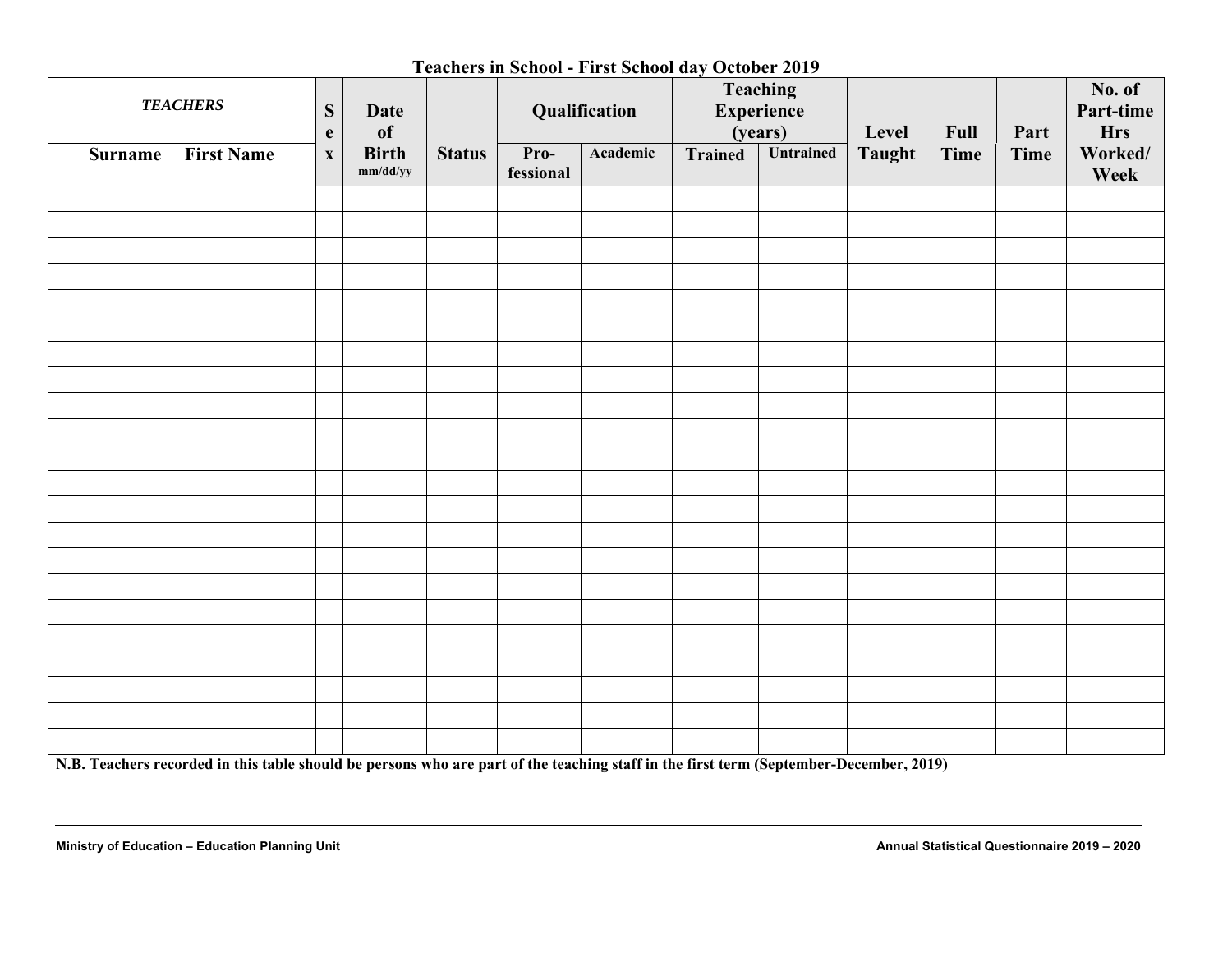## Teachers in School - First School day October 2019

| *TEACHERS* | Sex | Date of Birth | Status | Qualification | | Teaching Experience (years) | | Level Taught | Full Time | Part Time | No. of Part-time Hrs Worked/ Week |
|---|---|---|---|---|---|---|---|---|---|---|---|
| **Surname First Name** | | mm/dd/yy | | Pro-fessional | Academic | Trained | Untrained | | | | |
| | | | | | | | | | | | |
| | | | | | | | | | | | |
| | | | | | | | | | | | |
| | | | | | | | | | | | |
| | | | | | | | | | | | |
| | | | | | | | | | | | |
| | | | | | | | | | | | |
| | | | | | | | | | | | |
| | | | | | | | | | | | |
| | | | | | | | | | | | |
| | | | | | | | | | | | |
| | | | | | | | | | | | |
| | | | | | | | | | | | |
| | | | | | | | | | | | |
| | | | | | | | | | | | |
| | | | | | | | | | | | |
| | | | | | | | | | | | |
| | | | | | | | | | | | |
| | | | | | | | | | | | |
| | | | | | | | | | | | |
| | | | | | | | | | | | |
| | | | | | | | | | | | |

**N.B. Teachers recorded in this table should be persons who are part of the teaching staff in the first term (September-December, 2019)**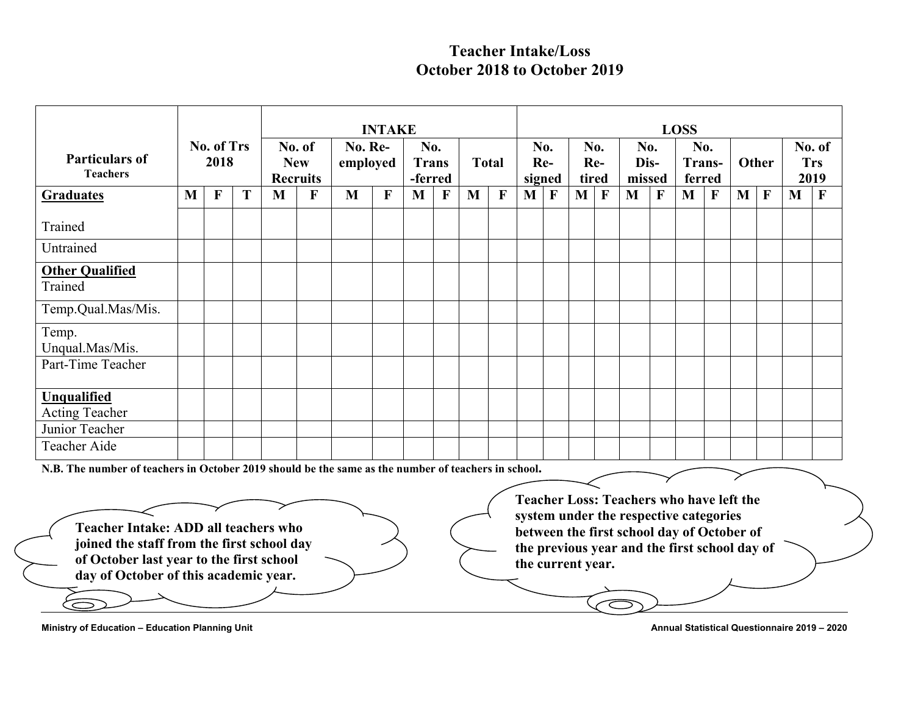# Teacher Intake/Loss
# October 2018 to October 2019

| Particulars of Teachers | No. of Trs 2018 | | | INTAKE | | | | | | | | LOSS | | | | | | | | | | | |
|---|---|---|---|---|---|---|---|---|---|---|---|---|---|---|---|---|---|---|---|---|---|---|---|
| | | | | No. of New Recruits | | No. Re-employed | | No. Trans-ferred | | Total | | No. Re-signed | | No. Re-tired | | No. Dis-missed | | No. Trans-ferred | | Other | | No. of Trs 2019 | |
| **Graduates** | M | F | T | M | F | M | F | M | F | M | F | M | F | M | F | M | F | M | F | M | F | M | F |
| Trained | | | | | | | | | | | | | | | | | | | | | | | |
| Untrained | | | | | | | | | | | | | | | | | | | | | | | |
| **Other Qualified** Trained | | | | | | | | | | | | | | | | | | | | | | | |
| Temp.Qual.Mas/Mis. | | | | | | | | | | | | | | | | | | | | | | | |
| Temp. Unqual.Mas/Mis. | | | | | | | | | | | | | | | | | | | | | | | |
| Part-Time Teacher | | | | | | | | | | | | | | | | | | | | | | | |
| **Unqualified** Acting Teacher | | | | | | | | | | | | | | | | | | | | | | | |
| Junior Teacher | | | | | | | | | | | | | | | | | | | | | | | |
| Teacher Aide | | | | | | | | | | | | | | | | | | | | | | | |

**N.B. The number of teachers in October 2019 should be the same as the number of teachers in school.**

**Teacher Intake: ADD all teachers who joined the staff from the first school day of October last year to the first school day of October of this academic year.**

**Teacher Loss: Teachers who have left the system under the respective categories between the first school day of October of the previous year and the first school day of the current year.**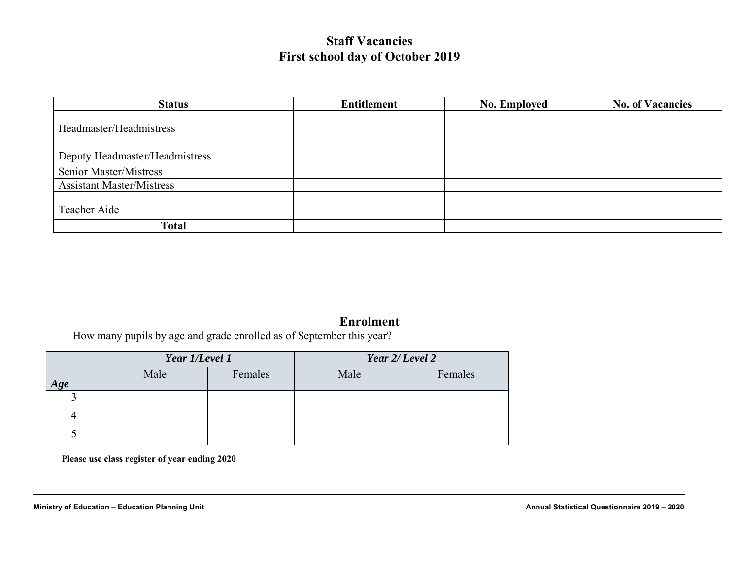## Staff Vacancies
## First school day of October 2019

| Status | Entitlement | No. Employed | No. of Vacancies |
|---|---|---|---|
| Headmaster/Headmistress | | | |
| Deputy Headmaster/Headmistress | | | |
| Senior Master/Mistress | | | |
| Assistant Master/Mistress | | | |
| Teacher Aide | | | |
| **Total** | | | |

## Enrolment

How many pupils by age and grade enrolled as of September this year?

| ***Age*** | ***Year 1/Level 1*** | | ***Year 2/ Level 2*** | |
|---|---|---|---|---|
| | Male | Females | Male | Females |
| 3 | | | | |
| 4 | | | | |
| 5 | | | | |

**Please use class register of year ending 2020**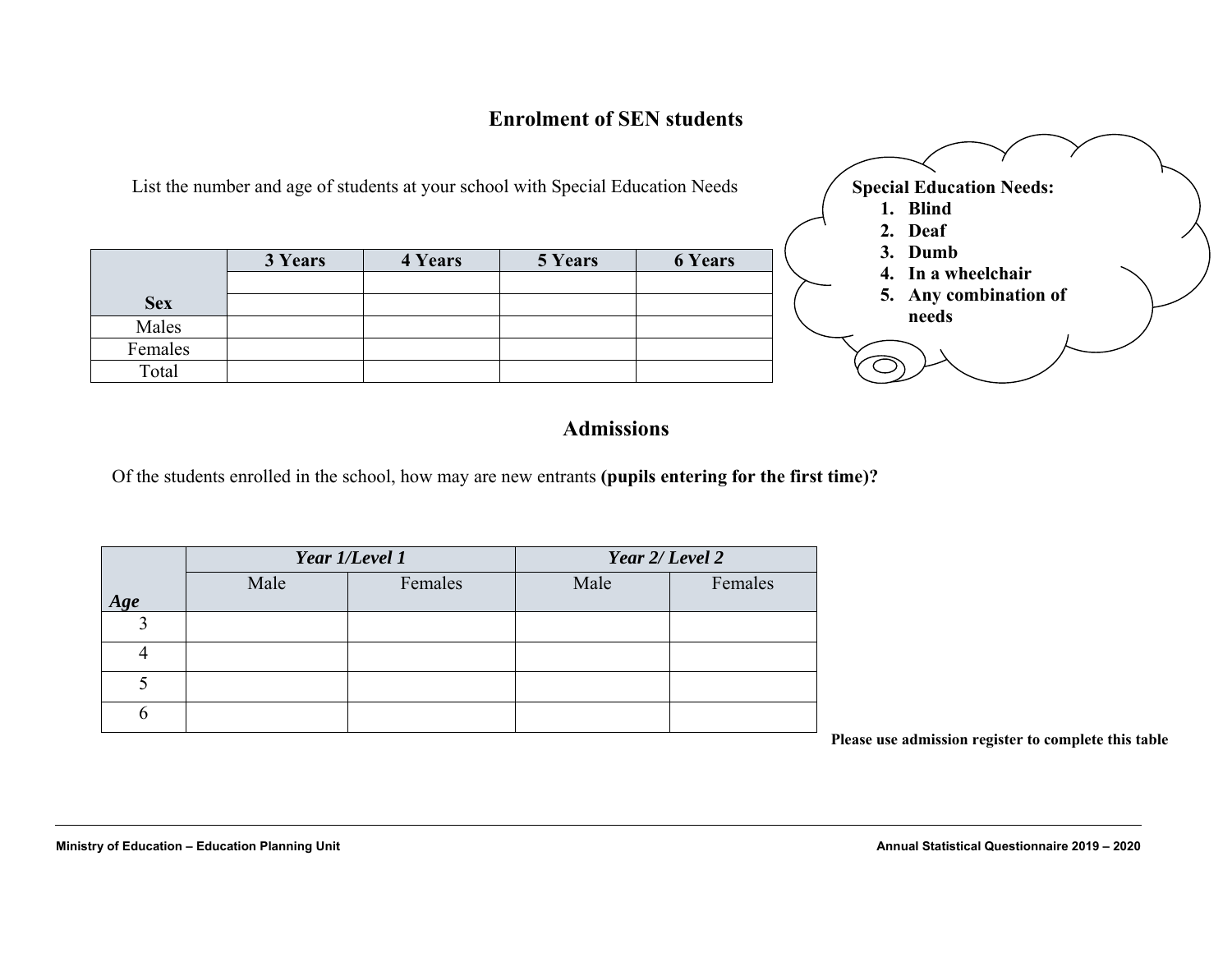## Enrolment of SEN students

List the number and age of students at your school with Special Education Needs

| Sex | 3 Years | 4 Years | 5 Years | 6 Years |
|---|---|---|---|---|
| | | | | |
| | | | | |
| Males | | | | |
| Females | | | | |
| Total | | | | |

**Special Education Needs:**

1. **Blind**
2. **Deaf**
3. **Dumb**
4. **In a wheelchair**
5. **Any combination of needs**

## Admissions

Of the students enrolled in the school, how may are new entrants **(pupils entering for the first time)?**

| *Age* | *Year 1/Level 1* | | *Year 2/ Level 2* | |
|---|---|---|---|---|
| | Male | Females | Male | Females |
| 3 | | | | |
| 4 | | | | |
| 5 | | | | |
| 6 | | | | |

**Please use admission register to complete this table**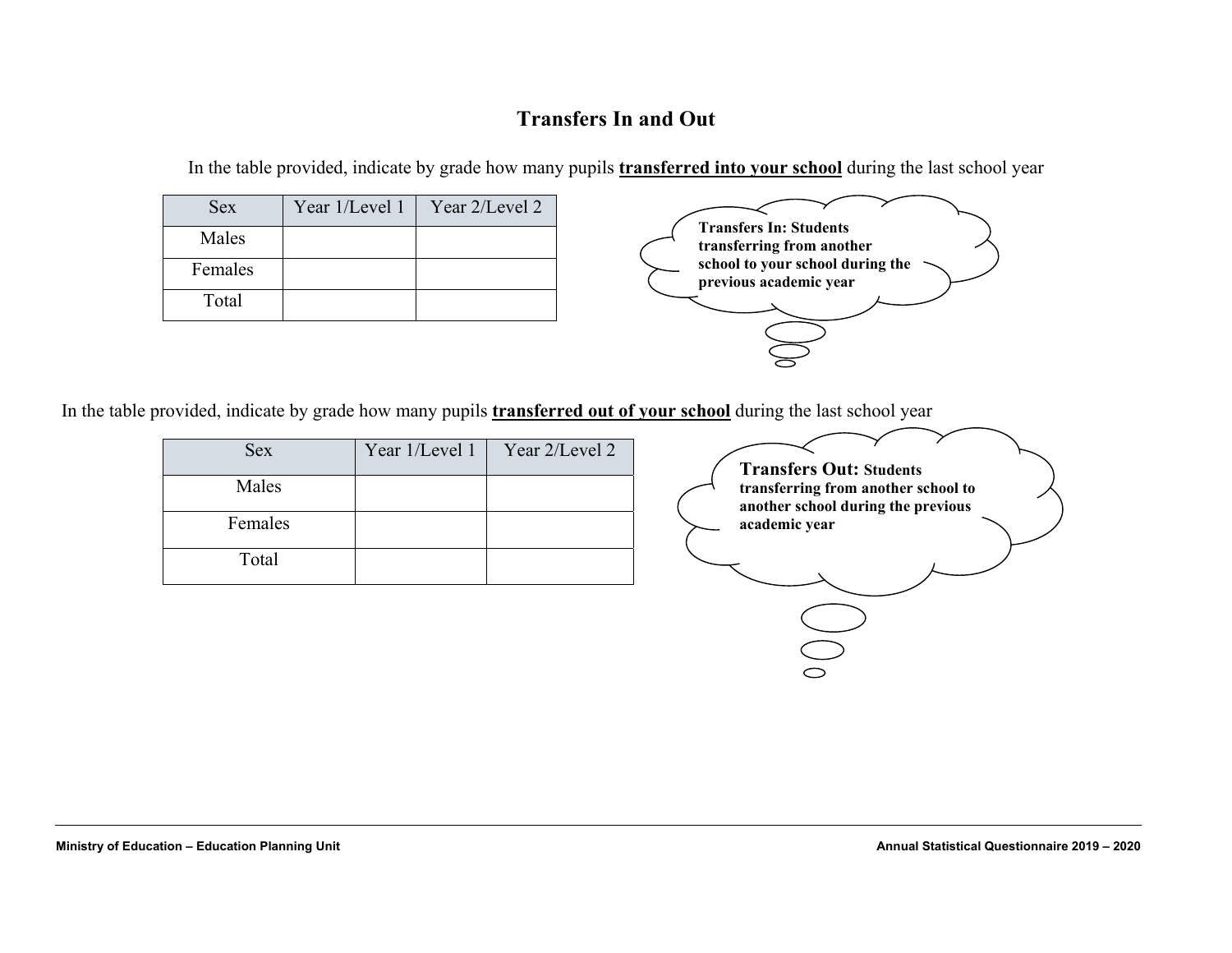## Transfers In and Out

In the table provided, indicate by grade how many pupils **transferred into your school** during the last school year

| Sex | Year 1/Level 1 | Year 2/Level 2 |
|---|---|---|
| Males | | |
| Females | | |
| Total | | |

**Transfers In: Students transferring from another school to your school during the previous academic year**

In the table provided, indicate by grade how many pupils **transferred out of your school** during the last school year

| Sex | Year 1/Level 1 | Year 2/Level 2 |
|---|---|---|
| Males | | |
| Females | | |
| Total | | |

**Transfers Out: Students transferring from another school to another school during the previous academic year**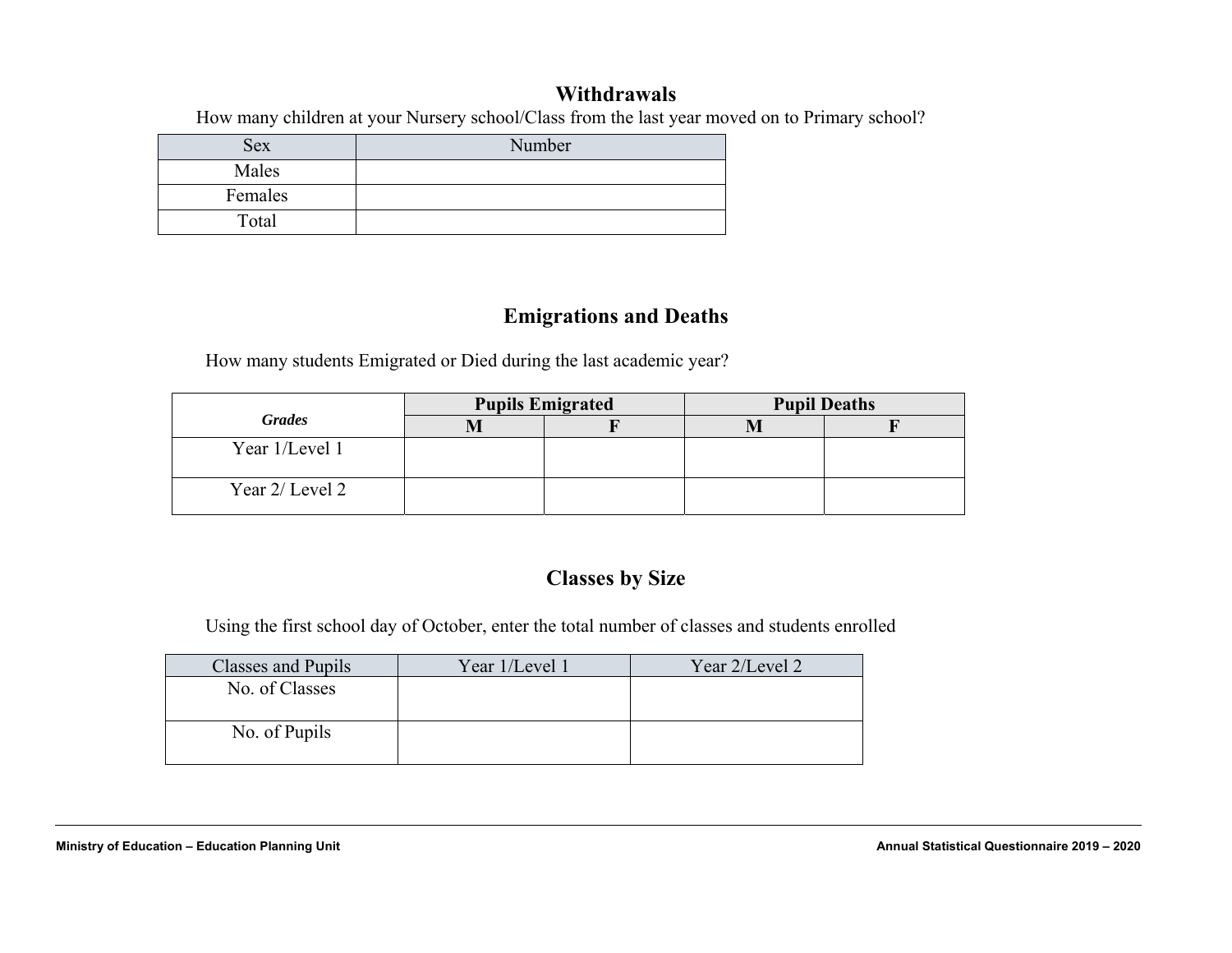## Withdrawals

How many children at your Nursery school/Class from the last year moved on to Primary school?

| Sex | Number |
|---|---|
| Males | |
| Females | |
| Total | |

## Emigrations and Deaths

How many students Emigrated or Died during the last academic year?

| *Grades* | Pupils Emigrated | | Pupil Deaths | |
|---|---|---|---|---|
| | **M** | **F** | **M** | **F** |
| Year 1/Level 1 | | | | |
| Year 2/ Level 2 | | | | |

## Classes by Size

Using the first school day of October, enter the total number of classes and students enrolled

| Classes and Pupils | Year 1/Level 1 | Year 2/Level 2 |
|---|---|---|
| No. of Classes | | |
| No. of Pupils | | |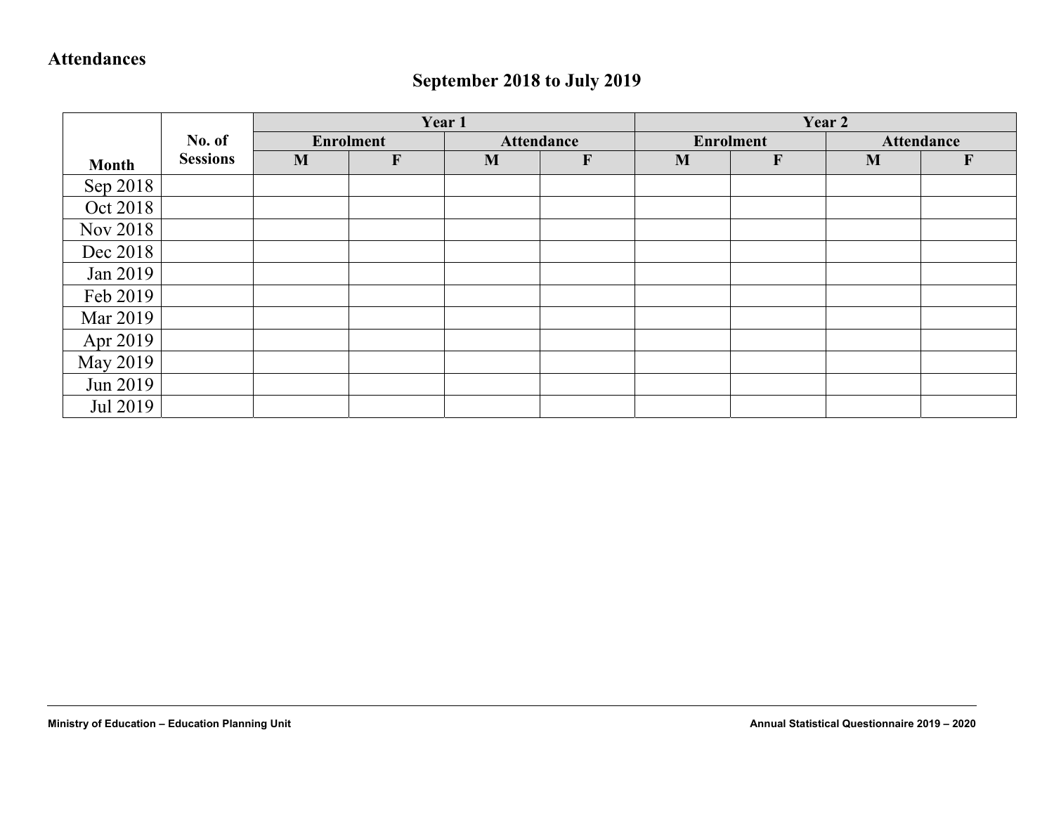## Attendances

### September 2018 to July 2019

| Month | No. of Sessions | Year 1 | | | | Year 2 | | | |
|---|---|---|---|---|---|---|---|---|---|
| | | Enrolment | | Attendance | | Enrolment | | Attendance | |
| | | M | F | M | F | M | F | M | F |
| Sep 2018 | | | | | | | | | |
| Oct 2018 | | | | | | | | | |
| Nov 2018 | | | | | | | | | |
| Dec 2018 | | | | | | | | | |
| Jan 2019 | | | | | | | | | |
| Feb 2019 | | | | | | | | | |
| Mar 2019 | | | | | | | | | |
| Apr 2019 | | | | | | | | | |
| May 2019 | | | | | | | | | |
| Jun 2019 | | | | | | | | | |
| Jul 2019 | | | | | | | | | |